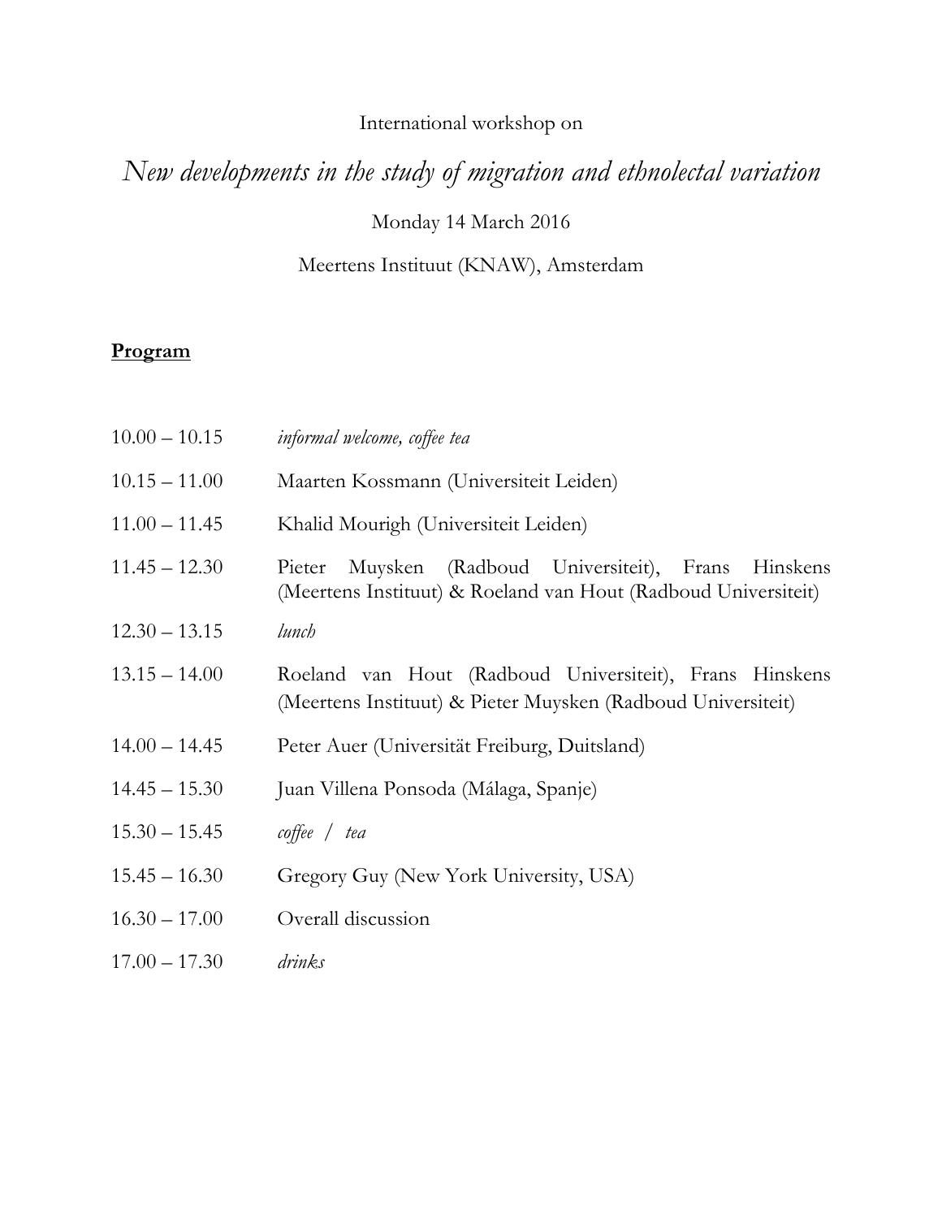International workshop on

# *New developments in the study of migration and ethnolectal variation*

Monday 14 March 2016

Meertens Instituut (KNAW), Amsterdam

**Program**

| | |
|---|---|
| 10.00 – 10.15 | *informal welcome, coffee tea* |
| 10.15 – 11.00 | Maarten Kossmann (Universiteit Leiden) |
| 11.00 – 11.45 | Khalid Mourigh (Universiteit Leiden) |
| 11.45 – 12.30 | Pieter Muysken (Radboud Universiteit), Frans Hinskens (Meertens Instituut) & Roeland van Hout (Radboud Universiteit) |
| 12.30 – 13.15 | *lunch* |
| 13.15 – 14.00 | Roeland van Hout (Radboud Universiteit), Frans Hinskens (Meertens Instituut) & Pieter Muysken (Radboud Universiteit) |
| 14.00 – 14.45 | Peter Auer (Universität Freiburg, Duitsland) |
| 14.45 – 15.30 | Juan Villena Ponsoda (Málaga, Spanje) |
| 15.30 – 15.45 | *coffee / tea* |
| 15.45 – 16.30 | Gregory Guy (New York University, USA) |
| 16.30 – 17.00 | Overall discussion |
| 17.00 – 17.30 | *drinks* |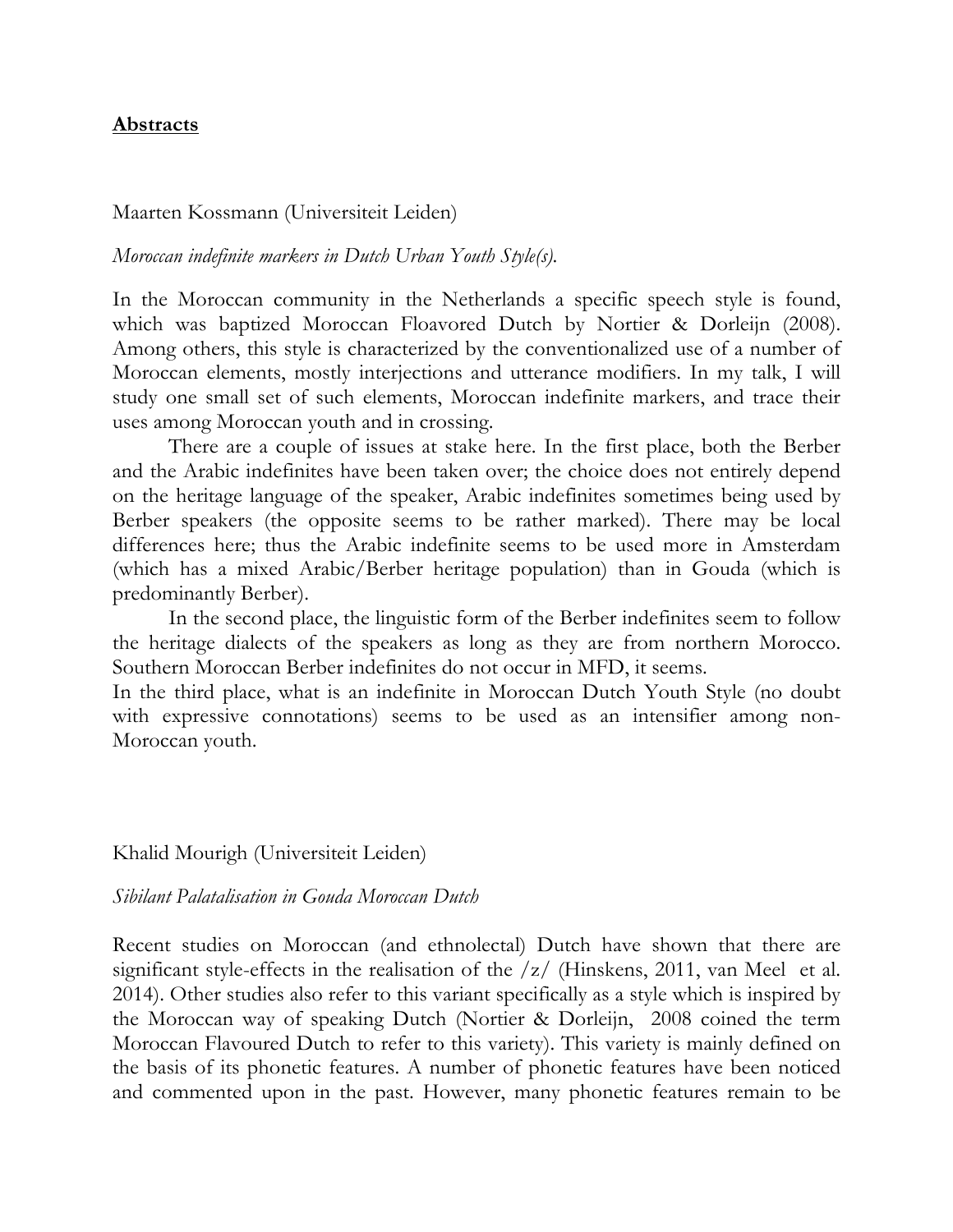## **Abstracts**

Maarten Kossmann (Universiteit Leiden)

*Moroccan indefinite markers in Dutch Urban Youth Style(s).*

In the Moroccan community in the Netherlands a specific speech style is found, which was baptized Moroccan Floavored Dutch by Nortier & Dorleijn (2008). Among others, this style is characterized by the conventionalized use of a number of Moroccan elements, mostly interjections and utterance modifiers. In my talk, I will study one small set of such elements, Moroccan indefinite markers, and trace their uses among Moroccan youth and in crossing.

There are a couple of issues at stake here. In the first place, both the Berber and the Arabic indefinites have been taken over; the choice does not entirely depend on the heritage language of the speaker, Arabic indefinites sometimes being used by Berber speakers (the opposite seems to be rather marked). There may be local differences here; thus the Arabic indefinite seems to be used more in Amsterdam (which has a mixed Arabic/Berber heritage population) than in Gouda (which is predominantly Berber).

In the second place, the linguistic form of the Berber indefinites seem to follow the heritage dialects of the speakers as long as they are from northern Morocco. Southern Moroccan Berber indefinites do not occur in MFD, it seems.

In the third place, what is an indefinite in Moroccan Dutch Youth Style (no doubt with expressive connotations) seems to be used as an intensifier among non-Moroccan youth.

Khalid Mourigh (Universiteit Leiden)

*Sibilant Palatalisation in Gouda Moroccan Dutch*

Recent studies on Moroccan (and ethnolectal) Dutch have shown that there are significant style-effects in the realisation of the /z/ (Hinskens, 2011, van Meel et al. 2014). Other studies also refer to this variant specifically as a style which is inspired by the Moroccan way of speaking Dutch (Nortier & Dorleijn, 2008 coined the term Moroccan Flavoured Dutch to refer to this variety). This variety is mainly defined on the basis of its phonetic features. A number of phonetic features have been noticed and commented upon in the past. However, many phonetic features remain to be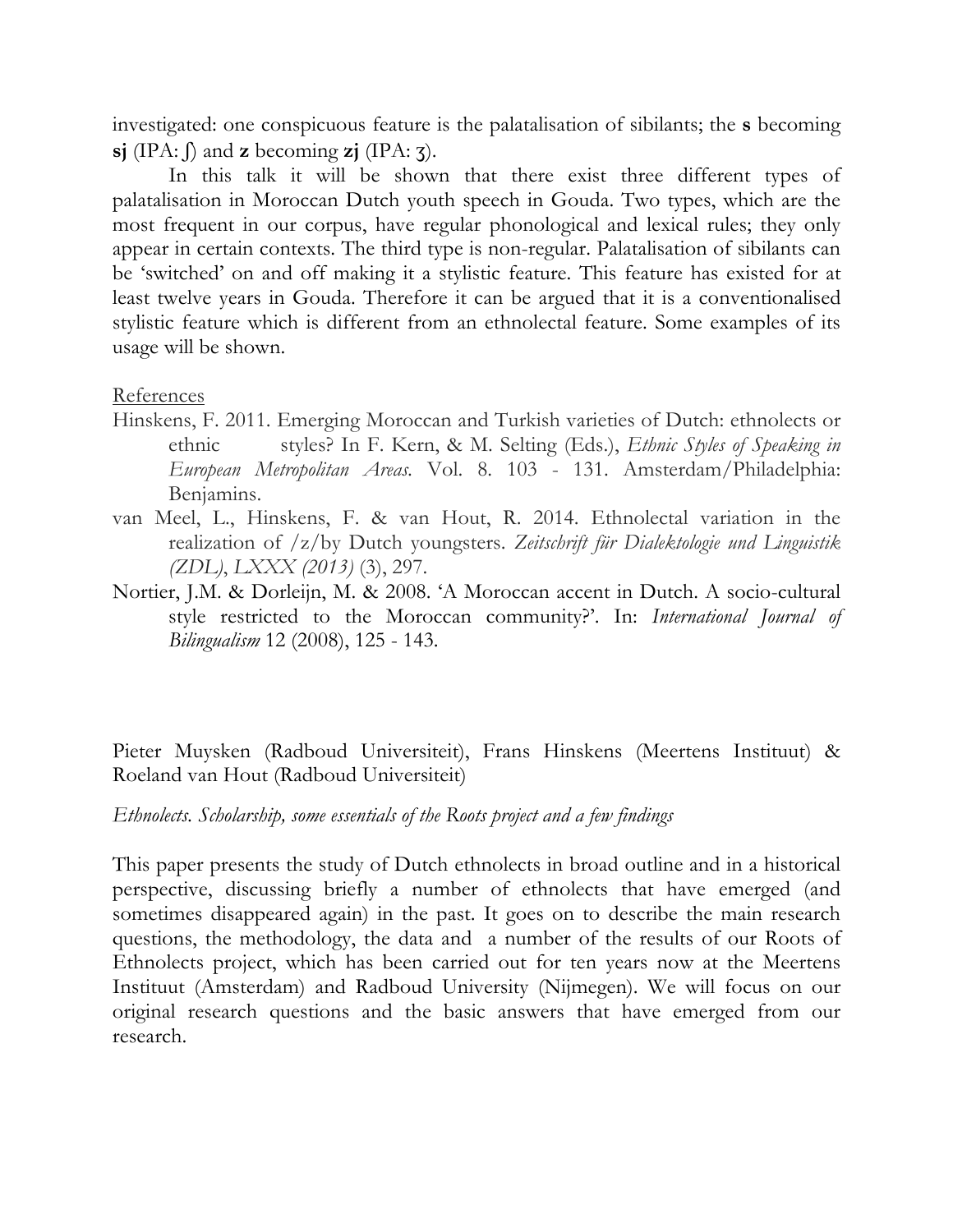investigated: one conspicuous feature is the palatalisation of sibilants; the **s** becoming **sj** (IPA: ʃ) and **z** becoming **zj** (IPA: ʒ).

In this talk it will be shown that there exist three different types of palatalisation in Moroccan Dutch youth speech in Gouda. Two types, which are the most frequent in our corpus, have regular phonological and lexical rules; they only appear in certain contexts. The third type is non-regular. Palatalisation of sibilants can be 'switched' on and off making it a stylistic feature. This feature has existed for at least twelve years in Gouda. Therefore it can be argued that it is a conventionalised stylistic feature which is different from an ethnolectal feature. Some examples of its usage will be shown.

References

Hinskens, F. 2011. Emerging Moroccan and Turkish varieties of Dutch: ethnolects or ethnic styles? In F. Kern, & M. Selting (Eds.), *Ethnic Styles of Speaking in European Metropolitan Areas.* Vol. 8. 103 - 131. Amsterdam/Philadelphia: Benjamins.

van Meel, L., Hinskens, F. & van Hout, R. 2014. Ethnolectal variation in the realization of /z/by Dutch youngsters. *Zeitschrift für Dialektologie und Linguistik (ZDL)*, *LXXX (2013)* (3), 297.

Nortier, J.M. & Dorleijn, M. & 2008. 'A Moroccan accent in Dutch. A socio-cultural style restricted to the Moroccan community?'. In: *International Journal of Bilingualism* 12 (2008), 125 - 143.

Pieter Muysken (Radboud Universiteit), Frans Hinskens (Meertens Instituut) & Roeland van Hout (Radboud Universiteit)

*Ethnolects. Scholarship, some essentials of the Roots project and a few findings*

This paper presents the study of Dutch ethnolects in broad outline and in a historical perspective, discussing briefly a number of ethnolects that have emerged (and sometimes disappeared again) in the past. It goes on to describe the main research questions, the methodology, the data and a number of the results of our Roots of Ethnolects project, which has been carried out for ten years now at the Meertens Instituut (Amsterdam) and Radboud University (Nijmegen). We will focus on our original research questions and the basic answers that have emerged from our research.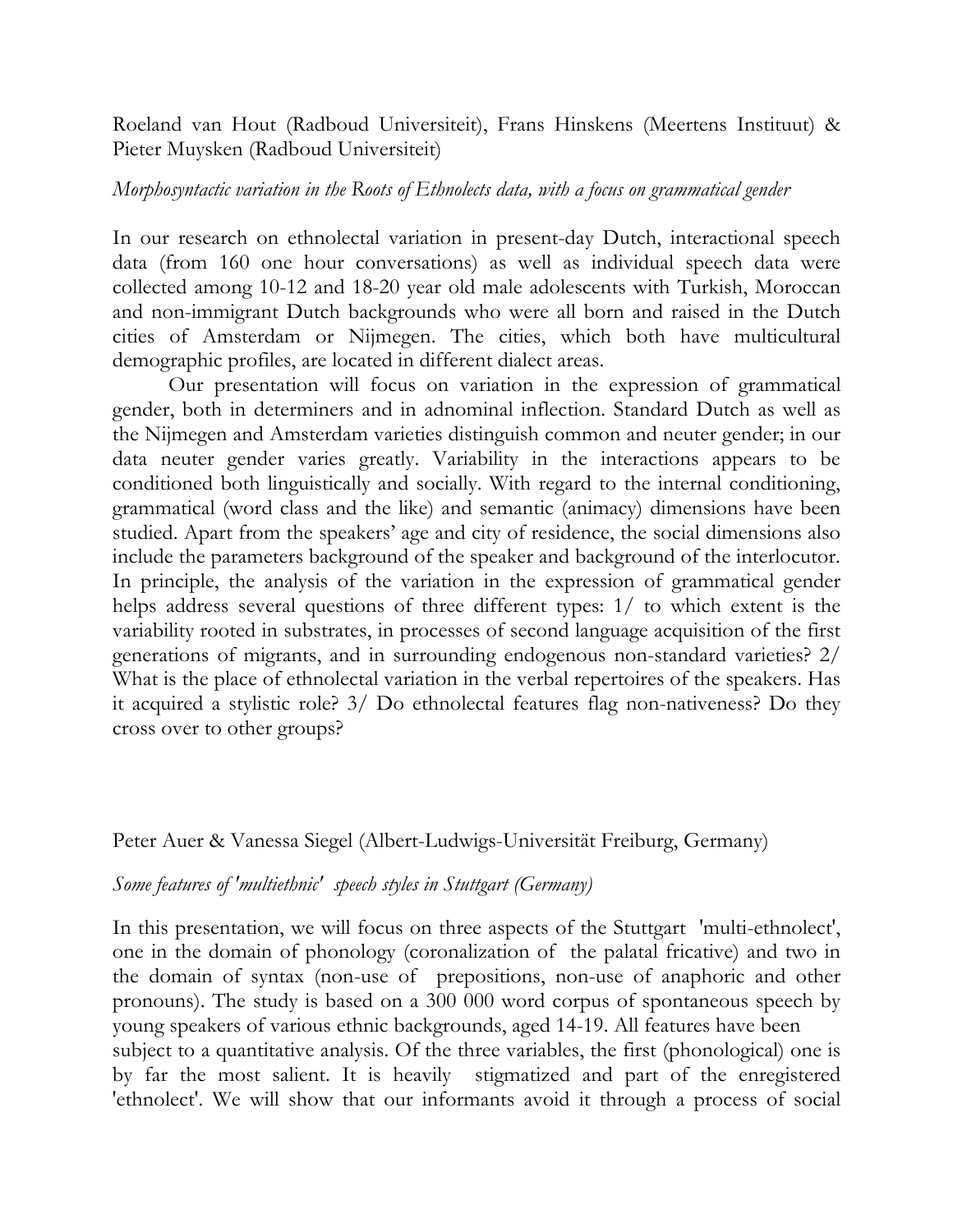Roeland van Hout (Radboud Universiteit), Frans Hinskens (Meertens Instituut) & Pieter Muysken (Radboud Universiteit)

*Morphosyntactic variation in the Roots of Ethnolects data, with a focus on grammatical gender*

In our research on ethnolectal variation in present-day Dutch, interactional speech data (from 160 one hour conversations) as well as individual speech data were collected among 10-12 and 18-20 year old male adolescents with Turkish, Moroccan and non-immigrant Dutch backgrounds who were all born and raised in the Dutch cities of Amsterdam or Nijmegen. The cities, which both have multicultural demographic profiles, are located in different dialect areas.

Our presentation will focus on variation in the expression of grammatical gender, both in determiners and in adnominal inflection. Standard Dutch as well as the Nijmegen and Amsterdam varieties distinguish common and neuter gender; in our data neuter gender varies greatly. Variability in the interactions appears to be conditioned both linguistically and socially. With regard to the internal conditioning, grammatical (word class and the like) and semantic (animacy) dimensions have been studied. Apart from the speakers' age and city of residence, the social dimensions also include the parameters background of the speaker and background of the interlocutor. In principle, the analysis of the variation in the expression of grammatical gender helps address several questions of three different types: 1/ to which extent is the variability rooted in substrates, in processes of second language acquisition of the first generations of migrants, and in surrounding endogenous non-standard varieties? 2/ What is the place of ethnolectal variation in the verbal repertoires of the speakers. Has it acquired a stylistic role? 3/ Do ethnolectal features flag non-nativeness? Do they cross over to other groups?

Peter Auer & Vanessa Siegel (Albert-Ludwigs-Universität Freiburg, Germany)

*Some features of 'multiethnic' speech styles in Stuttgart (Germany)*

In this presentation, we will focus on three aspects of the Stuttgart 'multi-ethnolect', one in the domain of phonology (coronalization of the palatal fricative) and two in the domain of syntax (non-use of prepositions, non-use of anaphoric and other pronouns). The study is based on a 300 000 word corpus of spontaneous speech by young speakers of various ethnic backgrounds, aged 14-19. All features have been subject to a quantitative analysis. Of the three variables, the first (phonological) one is by far the most salient. It is heavily stigmatized and part of the enregistered 'ethnolect'. We will show that our informants avoid it through a process of social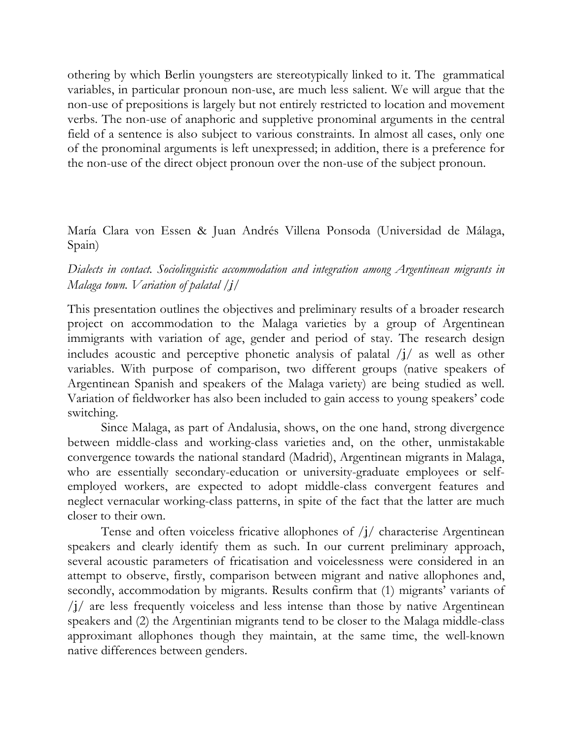othering by which Berlin youngsters are stereotypically linked to it. The grammatical variables, in particular pronoun non-use, are much less salient. We will argue that the non-use of prepositions is largely but not entirely restricted to location and movement verbs. The non-use of anaphoric and suppletive pronominal arguments in the central field of a sentence is also subject to various constraints. In almost all cases, only one of the pronominal arguments is left unexpressed; in addition, there is a preference for the non-use of the direct object pronoun over the non-use of the subject pronoun.

María Clara von Essen & Juan Andrés Villena Ponsoda (Universidad de Málaga, Spain)

*Dialects in contact. Sociolinguistic accommodation and integration among Argentinean migrants in Malaga town. Variation of palatal /ʝ/*

This presentation outlines the objectives and preliminary results of a broader research project on accommodation to the Malaga varieties by a group of Argentinean immigrants with variation of age, gender and period of stay. The research design includes acoustic and perceptive phonetic analysis of palatal /ʝ/ as well as other variables. With purpose of comparison, two different groups (native speakers of Argentinean Spanish and speakers of the Malaga variety) are being studied as well. Variation of fieldworker has also been included to gain access to young speakers' code switching.

Since Malaga, as part of Andalusia, shows, on the one hand, strong divergence between middle-class and working-class varieties and, on the other, unmistakable convergence towards the national standard (Madrid), Argentinean migrants in Malaga, who are essentially secondary-education or university-graduate employees or self-employed workers, are expected to adopt middle-class convergent features and neglect vernacular working-class patterns, in spite of the fact that the latter are much closer to their own.

Tense and often voiceless fricative allophones of /ʝ/ characterise Argentinean speakers and clearly identify them as such. In our current preliminary approach, several acoustic parameters of fricatisation and voicelessness were considered in an attempt to observe, firstly, comparison between migrant and native allophones and, secondly, accommodation by migrants. Results confirm that (1) migrants' variants of /ʝ/ are less frequently voiceless and less intense than those by native Argentinean speakers and (2) the Argentinian migrants tend to be closer to the Malaga middle-class approximant allophones though they maintain, at the same time, the well-known native differences between genders.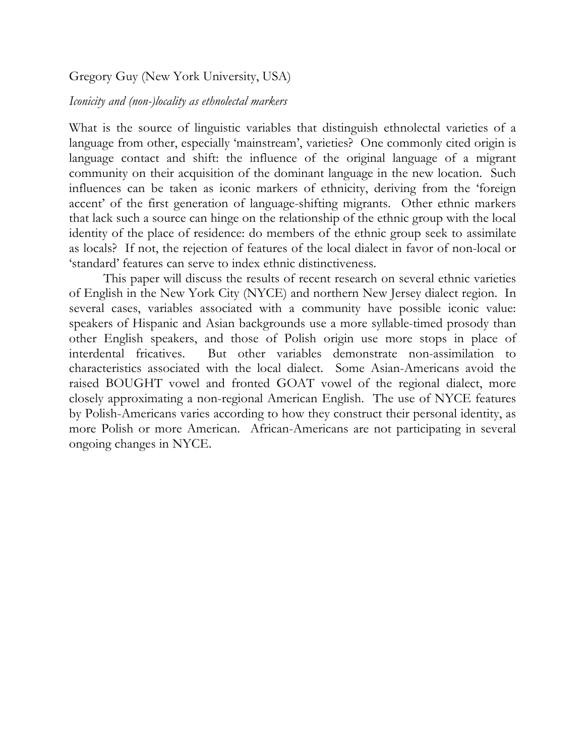Gregory Guy (New York University, USA)

*Iconicity and (non-)locality as ethnolectal markers*

What is the source of linguistic variables that distinguish ethnolectal varieties of a language from other, especially 'mainstream', varieties? One commonly cited origin is language contact and shift: the influence of the original language of a migrant community on their acquisition of the dominant language in the new location. Such influences can be taken as iconic markers of ethnicity, deriving from the 'foreign accent' of the first generation of language-shifting migrants. Other ethnic markers that lack such a source can hinge on the relationship of the ethnic group with the local identity of the place of residence: do members of the ethnic group seek to assimilate as locals? If not, the rejection of features of the local dialect in favor of non-local or 'standard' features can serve to index ethnic distinctiveness.

This paper will discuss the results of recent research on several ethnic varieties of English in the New York City (NYCE) and northern New Jersey dialect region. In several cases, variables associated with a community have possible iconic value: speakers of Hispanic and Asian backgrounds use a more syllable-timed prosody than other English speakers, and those of Polish origin use more stops in place of interdental fricatives. But other variables demonstrate non-assimilation to characteristics associated with the local dialect. Some Asian-Americans avoid the raised BOUGHT vowel and fronted GOAT vowel of the regional dialect, more closely approximating a non-regional American English. The use of NYCE features by Polish-Americans varies according to how they construct their personal identity, as more Polish or more American. African-Americans are not participating in several ongoing changes in NYCE.